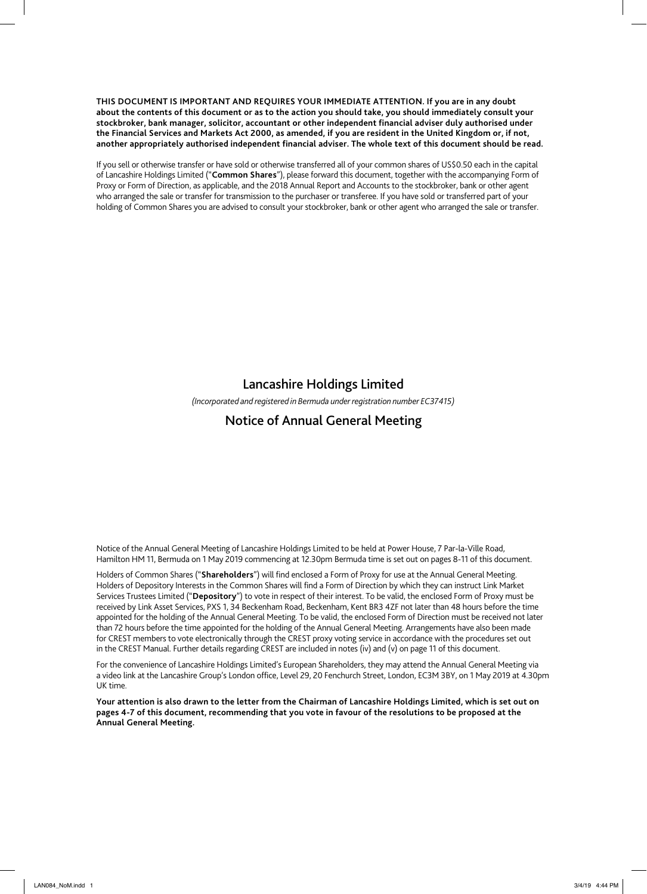**THIS DOCUMENT IS IMPORTANT AND REQUIRES YOUR IMMEDIATE ATTENTION. If you are in any doubt about the contents of this document or as to the action you should take, you should immediately consult your stockbroker, bank manager, solicitor, accountant or other independent financial adviser duly authorised under the Financial Services and Markets Act 2000, as amended, if you are resident in the United Kingdom or, if not, another appropriately authorised independent financial adviser. The whole text of this document should be read.**

If you sell or otherwise transfer or have sold or otherwise transferred all of your common shares of US$0.50 each in the capital of Lancashire Holdings Limited ("**Common Shares**"), please forward this document, together with the accompanying Form of Proxy or Form of Direction, as applicable, and the 2018 Annual Report and Accounts to the stockbroker, bank or other agent who arranged the sale or transfer for transmission to the purchaser or transferee. If you have sold or transferred part of your holding of Common Shares you are advised to consult your stockbroker, bank or other agent who arranged the sale or transfer.

# Lancashire Holdings Limited

*(Incorporated and registered in Bermuda under registration number EC37415)*

# Notice of Annual General Meeting

Notice of the Annual General Meeting of Lancashire Holdings Limited to be held at Power House, 7 Par-la-Ville Road, Hamilton HM 11, Bermuda on 1 May 2019 commencing at 12.30pm Bermuda time is set out on pages 8-11 of this document.

Holders of Common Shares ("**Shareholders**") will find enclosed a Form of Proxy for use at the Annual General Meeting. Holders of Depository Interests in the Common Shares will find a Form of Direction by which they can instruct Link Market Services Trustees Limited ("**Depository**") to vote in respect of their interest. To be valid, the enclosed Form of Proxy must be received by Link Asset Services, PXS 1, 34 Beckenham Road, Beckenham, Kent BR3 4ZF not later than 48 hours before the time appointed for the holding of the Annual General Meeting. To be valid, the enclosed Form of Direction must be received not later than 72 hours before the time appointed for the holding of the Annual General Meeting. Arrangements have also been made for CREST members to vote electronically through the CREST proxy voting service in accordance with the procedures set out in the CREST Manual. Further details regarding CREST are included in notes (iv) and (v) on page 11 of this document.

For the convenience of Lancashire Holdings Limited's European Shareholders, they may attend the Annual General Meeting via a video link at the Lancashire Group's London office, Level 29, 20 Fenchurch Street, London, EC3M 3BY, on 1 May 2019 at 4.30pm UK time.

**Your attention is also drawn to the letter from the Chairman of Lancashire Holdings Limited, which is set out on pages 4-7 of this document, recommending that you vote in favour of the resolutions to be proposed at the Annual General Meeting.**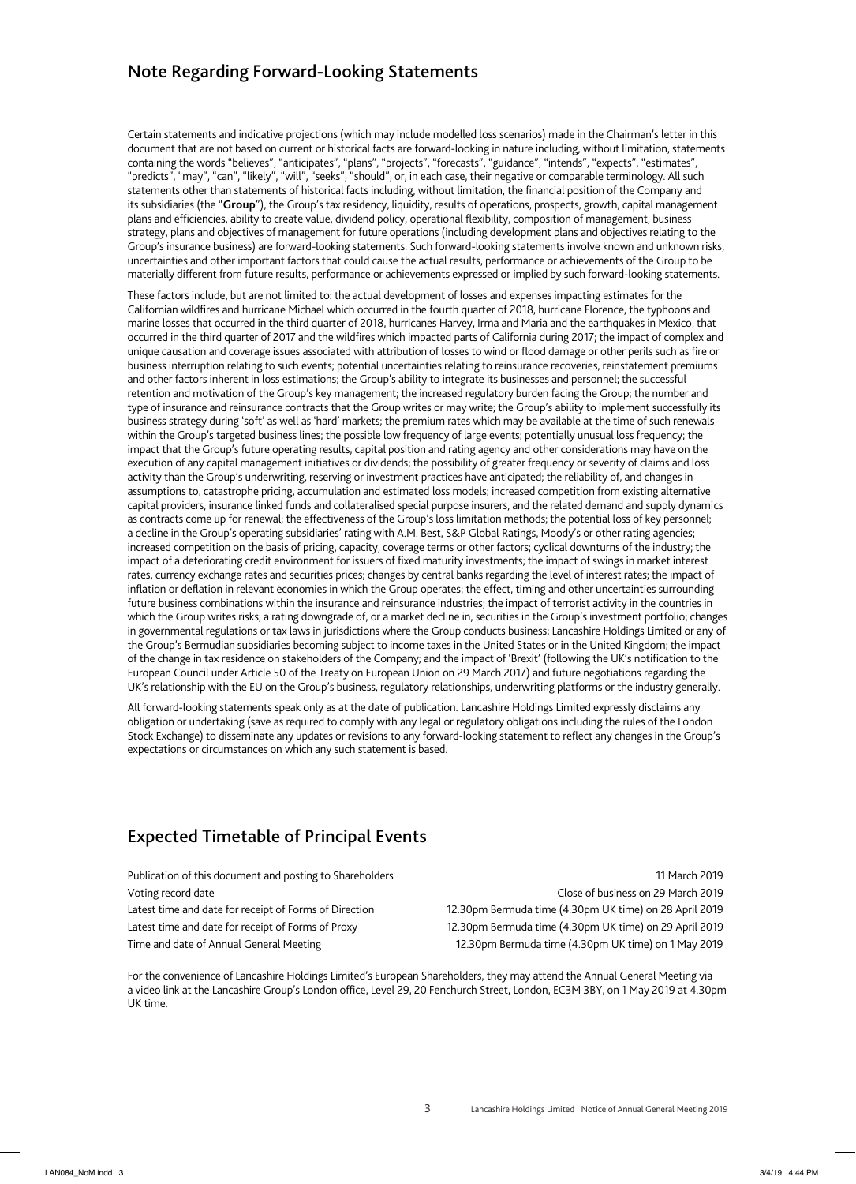## Note Regarding Forward-Looking Statements

Certain statements and indicative projections (which may include modelled loss scenarios) made in the Chairman's letter in this document that are not based on current or historical facts are forward-looking in nature including, without limitation, statements containing the words "believes", "anticipates", "plans", "projects", "forecasts", "guidance", "intends", "expects", "estimates", "predicts", "may", "can", "likely", "will", "seeks", "should", or, in each case, their negative or comparable terminology. All such statements other than statements of historical facts including, without limitation, the financial position of the Company and its subsidiaries (the "**Group**"), the Group's tax residency, liquidity, results of operations, prospects, growth, capital management plans and efficiencies, ability to create value, dividend policy, operational flexibility, composition of management, business strategy, plans and objectives of management for future operations (including development plans and objectives relating to the Group's insurance business) are forward-looking statements. Such forward-looking statements involve known and unknown risks, uncertainties and other important factors that could cause the actual results, performance or achievements of the Group to be materially different from future results, performance or achievements expressed or implied by such forward-looking statements.

These factors include, but are not limited to: the actual development of losses and expenses impacting estimates for the Californian wildfires and hurricane Michael which occurred in the fourth quarter of 2018, hurricane Florence, the typhoons and marine losses that occurred in the third quarter of 2018, hurricanes Harvey, Irma and Maria and the earthquakes in Mexico, that occurred in the third quarter of 2017 and the wildfires which impacted parts of California during 2017; the impact of complex and unique causation and coverage issues associated with attribution of losses to wind or flood damage or other perils such as fire or business interruption relating to such events; potential uncertainties relating to reinsurance recoveries, reinstatement premiums and other factors inherent in loss estimations; the Group's ability to integrate its businesses and personnel; the successful retention and motivation of the Group's key management; the increased regulatory burden facing the Group; the number and type of insurance and reinsurance contracts that the Group writes or may write; the Group's ability to implement successfully its business strategy during 'soft' as well as 'hard' markets; the premium rates which may be available at the time of such renewals within the Group's targeted business lines; the possible low frequency of large events; potentially unusual loss frequency; the impact that the Group's future operating results, capital position and rating agency and other considerations may have on the execution of any capital management initiatives or dividends; the possibility of greater frequency or severity of claims and loss activity than the Group's underwriting, reserving or investment practices have anticipated; the reliability of, and changes in assumptions to, catastrophe pricing, accumulation and estimated loss models; increased competition from existing alternative capital providers, insurance linked funds and collateralised special purpose insurers, and the related demand and supply dynamics as contracts come up for renewal; the effectiveness of the Group's loss limitation methods; the potential loss of key personnel; a decline in the Group's operating subsidiaries' rating with A.M. Best, S&P Global Ratings, Moody's or other rating agencies; increased competition on the basis of pricing, capacity, coverage terms or other factors; cyclical downturns of the industry; the impact of a deteriorating credit environment for issuers of fixed maturity investments; the impact of swings in market interest rates, currency exchange rates and securities prices; changes by central banks regarding the level of interest rates; the impact of inflation or deflation in relevant economies in which the Group operates; the effect, timing and other uncertainties surrounding future business combinations within the insurance and reinsurance industries; the impact of terrorist activity in the countries in which the Group writes risks; a rating downgrade of, or a market decline in, securities in the Group's investment portfolio; changes in governmental regulations or tax laws in jurisdictions where the Group conducts business; Lancashire Holdings Limited or any of the Group's Bermudian subsidiaries becoming subject to income taxes in the United States or in the United Kingdom; the impact of the change in tax residence on stakeholders of the Company; and the impact of 'Brexit' (following the UK's notification to the European Council under Article 50 of the Treaty on European Union on 29 March 2017) and future negotiations regarding the UK's relationship with the EU on the Group's business, regulatory relationships, underwriting platforms or the industry generally.

All forward-looking statements speak only as at the date of publication. Lancashire Holdings Limited expressly disclaims any obligation or undertaking (save as required to comply with any legal or regulatory obligations including the rules of the London Stock Exchange) to disseminate any updates or revisions to any forward-looking statement to reflect any changes in the Group's expectations or circumstances on which any such statement is based.

## Expected Timetable of Principal Events

| | |
|---|---|
| Publication of this document and posting to Shareholders | 11 March 2019 |
| Voting record date | Close of business on 29 March 2019 |
| Latest time and date for receipt of Forms of Direction | 12.30pm Bermuda time (4.30pm UK time) on 28 April 2019 |
| Latest time and date for receipt of Forms of Proxy | 12.30pm Bermuda time (4.30pm UK time) on 29 April 2019 |
| Time and date of Annual General Meeting | 12.30pm Bermuda time (4.30pm UK time) on 1 May 2019 |

For the convenience of Lancashire Holdings Limited's European Shareholders, they may attend the Annual General Meeting via a video link at the Lancashire Group's London office, Level 29, 20 Fenchurch Street, London, EC3M 3BY, on 1 May 2019 at 4.30pm UK time.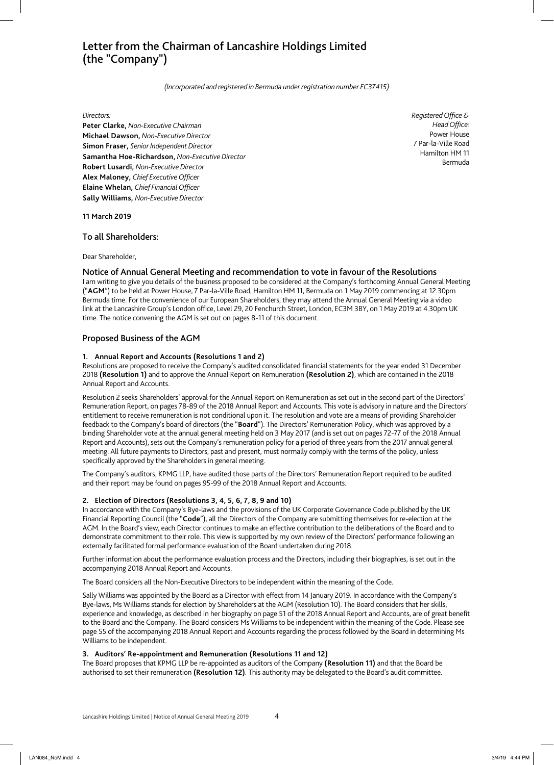# Letter from the Chairman of Lancashire Holdings Limited (the "Company")

*(Incorporated and registered in Bermuda under registration number EC37415)*

*Directors:*
**Peter Clarke,** *Non-Executive Chairman*
**Michael Dawson,** *Non-Executive Director*
**Simon Fraser,** *Senior Independent Director*
**Samantha Hoe-Richardson,** *Non-Executive Director*
**Robert Lusardi,** *Non-Executive Director*
**Alex Maloney,** *Chief Executive Officer*
**Elaine Whelan,** *Chief Financial Officer*
**Sally Williams,** *Non-Executive Director*

*Registered Office & Head Office:*
Power House
7 Par-la-Ville Road
Hamilton HM 11
Bermuda

**11 March 2019**

## To all Shareholders:

Dear Shareholder,

## Notice of Annual General Meeting and recommendation to vote in favour of the Resolutions

I am writing to give you details of the business proposed to be considered at the Company's forthcoming Annual General Meeting ("**AGM**") to be held at Power House, 7 Par-la-Ville Road, Hamilton HM 11, Bermuda on 1 May 2019 commencing at 12.30pm Bermuda time. For the convenience of our European Shareholders, they may attend the Annual General Meeting via a video link at the Lancashire Group's London office, Level 29, 20 Fenchurch Street, London, EC3M 3BY, on 1 May 2019 at 4.30pm UK time. The notice convening the AGM is set out on pages 8-11 of this document.

## Proposed Business of the AGM

### 1. Annual Report and Accounts (Resolutions 1 and 2)

Resolutions are proposed to receive the Company's audited consolidated financial statements for the year ended 31 December 2018 **(Resolution 1)** and to approve the Annual Report on Remuneration **(Resolution 2)**, which are contained in the 2018 Annual Report and Accounts.

Resolution 2 seeks Shareholders' approval for the Annual Report on Remuneration as set out in the second part of the Directors' Remuneration Report, on pages 78-89 of the 2018 Annual Report and Accounts. This vote is advisory in nature and the Directors' entitlement to receive remuneration is not conditional upon it. The resolution and vote are a means of providing Shareholder feedback to the Company's board of directors (the "**Board**"). The Directors' Remuneration Policy, which was approved by a binding Shareholder vote at the annual general meeting held on 3 May 2017 (and is set out on pages 72-77 of the 2018 Annual Report and Accounts), sets out the Company's remuneration policy for a period of three years from the 2017 annual general meeting. All future payments to Directors, past and present, must normally comply with the terms of the policy, unless specifically approved by the Shareholders in general meeting.

The Company's auditors, KPMG LLP, have audited those parts of the Directors' Remuneration Report required to be audited and their report may be found on pages 95-99 of the 2018 Annual Report and Accounts.

### 2. Election of Directors (Resolutions 3, 4, 5, 6, 7, 8, 9 and 10)

In accordance with the Company's Bye-laws and the provisions of the UK Corporate Governance Code published by the UK Financial Reporting Council (the "**Code**"), all the Directors of the Company are submitting themselves for re-election at the AGM. In the Board's view, each Director continues to make an effective contribution to the deliberations of the Board and to demonstrate commitment to their role. This view is supported by my own review of the Directors' performance following an externally facilitated formal performance evaluation of the Board undertaken during 2018.

Further information about the performance evaluation process and the Directors, including their biographies, is set out in the accompanying 2018 Annual Report and Accounts.

The Board considers all the Non-Executive Directors to be independent within the meaning of the Code.

Sally Williams was appointed by the Board as a Director with effect from 14 January 2019. In accordance with the Company's Bye-laws, Ms Williams stands for election by Shareholders at the AGM (Resolution 10). The Board considers that her skills, experience and knowledge, as described in her biography on page 51 of the 2018 Annual Report and Accounts, are of great benefit to the Board and the Company. The Board considers Ms Williams to be independent within the meaning of the Code. Please see page 55 of the accompanying 2018 Annual Report and Accounts regarding the process followed by the Board in determining Ms Williams to be independent.

### 3. Auditors' Re-appointment and Remuneration (Resolutions 11 and 12)

The Board proposes that KPMG LLP be re-appointed as auditors of the Company **(Resolution 11)** and that the Board be authorised to set their remuneration **(Resolution 12)**. This authority may be delegated to the Board's audit committee.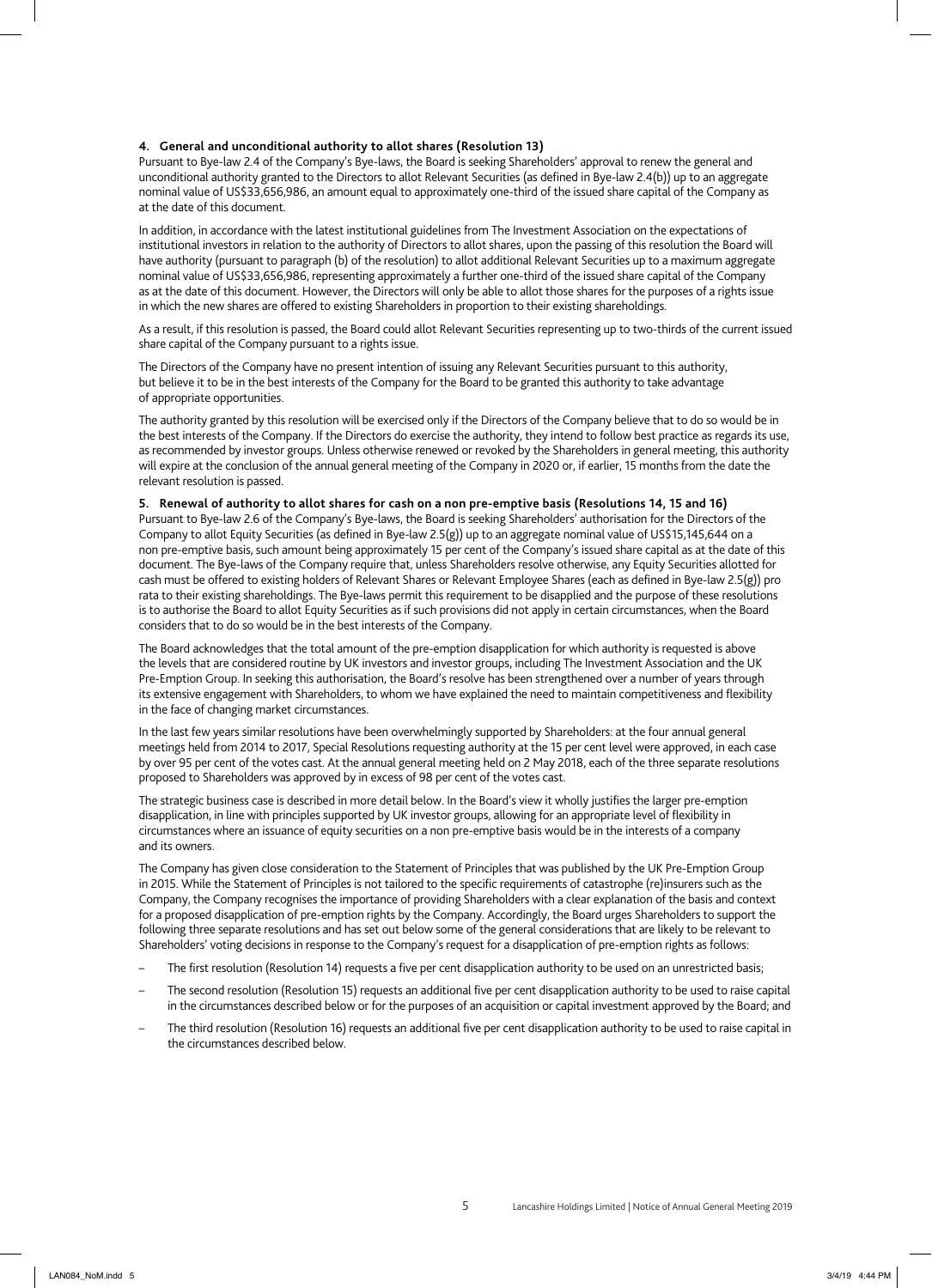**4. General and unconditional authority to allot shares (Resolution 13)**

Pursuant to Bye-law 2.4 of the Company's Bye-laws, the Board is seeking Shareholders' approval to renew the general and unconditional authority granted to the Directors to allot Relevant Securities (as defined in Bye-law 2.4(b)) up to an aggregate nominal value of US$33,656,986, an amount equal to approximately one-third of the issued share capital of the Company as at the date of this document.

In addition, in accordance with the latest institutional guidelines from The Investment Association on the expectations of institutional investors in relation to the authority of Directors to allot shares, upon the passing of this resolution the Board will have authority (pursuant to paragraph (b) of the resolution) to allot additional Relevant Securities up to a maximum aggregate nominal value of US$33,656,986, representing approximately a further one-third of the issued share capital of the Company as at the date of this document. However, the Directors will only be able to allot those shares for the purposes of a rights issue in which the new shares are offered to existing Shareholders in proportion to their existing shareholdings.

As a result, if this resolution is passed, the Board could allot Relevant Securities representing up to two-thirds of the current issued share capital of the Company pursuant to a rights issue.

The Directors of the Company have no present intention of issuing any Relevant Securities pursuant to this authority, but believe it to be in the best interests of the Company for the Board to be granted this authority to take advantage of appropriate opportunities.

The authority granted by this resolution will be exercised only if the Directors of the Company believe that to do so would be in the best interests of the Company. If the Directors do exercise the authority, they intend to follow best practice as regards its use, as recommended by investor groups. Unless otherwise renewed or revoked by the Shareholders in general meeting, this authority will expire at the conclusion of the annual general meeting of the Company in 2020 or, if earlier, 15 months from the date the relevant resolution is passed.

**5. Renewal of authority to allot shares for cash on a non pre-emptive basis (Resolutions 14, 15 and 16)**

Pursuant to Bye-law 2.6 of the Company's Bye-laws, the Board is seeking Shareholders' authorisation for the Directors of the Company to allot Equity Securities (as defined in Bye-law 2.5(g)) up to an aggregate nominal value of US$15,145,644 on a non pre-emptive basis, such amount being approximately 15 per cent of the Company's issued share capital as at the date of this document. The Bye-laws of the Company require that, unless Shareholders resolve otherwise, any Equity Securities allotted for cash must be offered to existing holders of Relevant Shares or Relevant Employee Shares (each as defined in Bye-law 2.5(g)) pro rata to their existing shareholdings. The Bye-laws permit this requirement to be disapplied and the purpose of these resolutions is to authorise the Board to allot Equity Securities as if such provisions did not apply in certain circumstances, when the Board considers that to do so would be in the best interests of the Company.

The Board acknowledges that the total amount of the pre-emption disapplication for which authority is requested is above the levels that are considered routine by UK investors and investor groups, including The Investment Association and the UK Pre-Emption Group. In seeking this authorisation, the Board's resolve has been strengthened over a number of years through its extensive engagement with Shareholders, to whom we have explained the need to maintain competitiveness and flexibility in the face of changing market circumstances.

In the last few years similar resolutions have been overwhelmingly supported by Shareholders: at the four annual general meetings held from 2014 to 2017, Special Resolutions requesting authority at the 15 per cent level were approved, in each case by over 95 per cent of the votes cast. At the annual general meeting held on 2 May 2018, each of the three separate resolutions proposed to Shareholders was approved by in excess of 98 per cent of the votes cast.

The strategic business case is described in more detail below. In the Board's view it wholly justifies the larger pre-emption disapplication, in line with principles supported by UK investor groups, allowing for an appropriate level of flexibility in circumstances where an issuance of equity securities on a non pre-emptive basis would be in the interests of a company and its owners.

The Company has given close consideration to the Statement of Principles that was published by the UK Pre-Emption Group in 2015. While the Statement of Principles is not tailored to the specific requirements of catastrophe (re)insurers such as the Company, the Company recognises the importance of providing Shareholders with a clear explanation of the basis and context for a proposed disapplication of pre-emption rights by the Company. Accordingly, the Board urges Shareholders to support the following three separate resolutions and has set out below some of the general considerations that are likely to be relevant to Shareholders' voting decisions in response to the Company's request for a disapplication of pre-emption rights as follows:

- The first resolution (Resolution 14) requests a five per cent disapplication authority to be used on an unrestricted basis;
- The second resolution (Resolution 15) requests an additional five per cent disapplication authority to be used to raise capital in the circumstances described below or for the purposes of an acquisition or capital investment approved by the Board; and
- The third resolution (Resolution 16) requests an additional five per cent disapplication authority to be used to raise capital in the circumstances described below.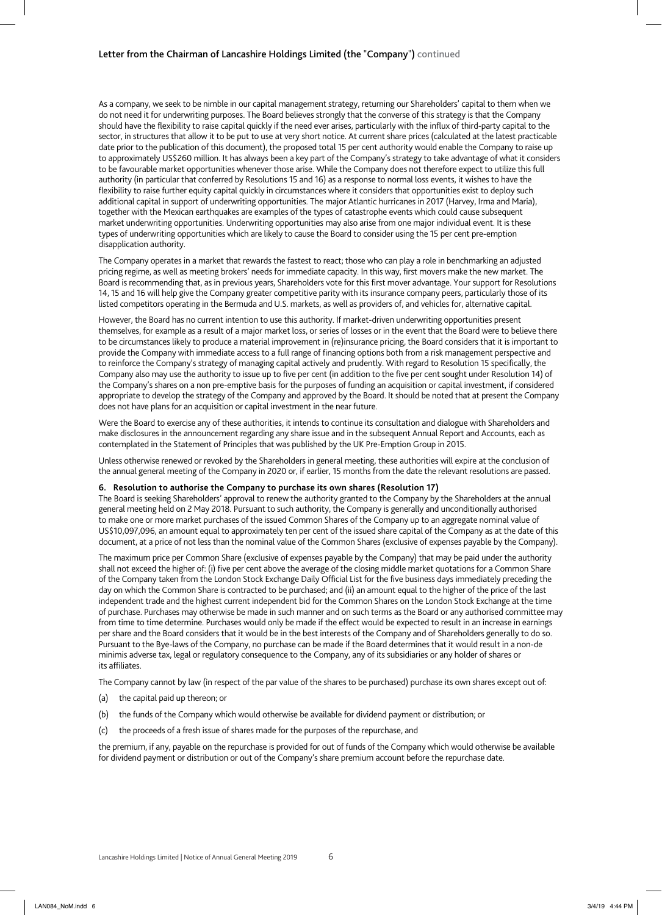As a company, we seek to be nimble in our capital management strategy, returning our Shareholders' capital to them when we do not need it for underwriting purposes. The Board believes strongly that the converse of this strategy is that the Company should have the flexibility to raise capital quickly if the need ever arises, particularly with the influx of third-party capital to the sector, in structures that allow it to be put to use at very short notice. At current share prices (calculated at the latest practicable date prior to the publication of this document), the proposed total 15 per cent authority would enable the Company to raise up to approximately US$260 million. It has always been a key part of the Company's strategy to take advantage of what it considers to be favourable market opportunities whenever those arise. While the Company does not therefore expect to utilize this full authority (in particular that conferred by Resolutions 15 and 16) as a response to normal loss events, it wishes to have the flexibility to raise further equity capital quickly in circumstances where it considers that opportunities exist to deploy such additional capital in support of underwriting opportunities. The major Atlantic hurricanes in 2017 (Harvey, Irma and Maria), together with the Mexican earthquakes are examples of the types of catastrophe events which could cause subsequent market underwriting opportunities. Underwriting opportunities may also arise from one major individual event. It is these types of underwriting opportunities which are likely to cause the Board to consider using the 15 per cent pre-emption disapplication authority.

The Company operates in a market that rewards the fastest to react; those who can play a role in benchmarking an adjusted pricing regime, as well as meeting brokers' needs for immediate capacity. In this way, first movers make the new market. The Board is recommending that, as in previous years, Shareholders vote for this first mover advantage. Your support for Resolutions 14, 15 and 16 will help give the Company greater competitive parity with its insurance company peers, particularly those of its listed competitors operating in the Bermuda and U.S. markets, as well as providers of, and vehicles for, alternative capital.

However, the Board has no current intention to use this authority. If market-driven underwriting opportunities present themselves, for example as a result of a major market loss, or series of losses or in the event that the Board were to believe there to be circumstances likely to produce a material improvement in (re)insurance pricing, the Board considers that it is important to provide the Company with immediate access to a full range of financing options both from a risk management perspective and to reinforce the Company's strategy of managing capital actively and prudently. With regard to Resolution 15 specifically, the Company also may use the authority to issue up to five per cent (in addition to the five per cent sought under Resolution 14) of the Company's shares on a non pre-emptive basis for the purposes of funding an acquisition or capital investment, if considered appropriate to develop the strategy of the Company and approved by the Board. It should be noted that at present the Company does not have plans for an acquisition or capital investment in the near future.

Were the Board to exercise any of these authorities, it intends to continue its consultation and dialogue with Shareholders and make disclosures in the announcement regarding any share issue and in the subsequent Annual Report and Accounts, each as contemplated in the Statement of Principles that was published by the UK Pre-Emption Group in 2015.

Unless otherwise renewed or revoked by the Shareholders in general meeting, these authorities will expire at the conclusion of the annual general meeting of the Company in 2020 or, if earlier, 15 months from the date the relevant resolutions are passed.

### 6. Resolution to authorise the Company to purchase its own shares (Resolution 17)

The Board is seeking Shareholders' approval to renew the authority granted to the Company by the Shareholders at the annual general meeting held on 2 May 2018. Pursuant to such authority, the Company is generally and unconditionally authorised to make one or more market purchases of the issued Common Shares of the Company up to an aggregate nominal value of US$10,097,096, an amount equal to approximately ten per cent of the issued share capital of the Company as at the date of this document, at a price of not less than the nominal value of the Common Shares (exclusive of expenses payable by the Company).

The maximum price per Common Share (exclusive of expenses payable by the Company) that may be paid under the authority shall not exceed the higher of: (i) five per cent above the average of the closing middle market quotations for a Common Share of the Company taken from the London Stock Exchange Daily Official List for the five business days immediately preceding the day on which the Common Share is contracted to be purchased; and (ii) an amount equal to the higher of the price of the last independent trade and the highest current independent bid for the Common Shares on the London Stock Exchange at the time of purchase. Purchases may otherwise be made in such manner and on such terms as the Board or any authorised committee may from time to time determine. Purchases would only be made if the effect would be expected to result in an increase in earnings per share and the Board considers that it would be in the best interests of the Company and of Shareholders generally to do so. Pursuant to the Bye-laws of the Company, no purchase can be made if the Board determines that it would result in a non-de minimis adverse tax, legal or regulatory consequence to the Company, any of its subsidiaries or any holder of shares or its affiliates.

The Company cannot by law (in respect of the par value of the shares to be purchased) purchase its own shares except out of:

(a) the capital paid up thereon; or

(b) the funds of the Company which would otherwise be available for dividend payment or distribution; or

(c) the proceeds of a fresh issue of shares made for the purposes of the repurchase, and

the premium, if any, payable on the repurchase is provided for out of funds of the Company which would otherwise be available for dividend payment or distribution or out of the Company's share premium account before the repurchase date.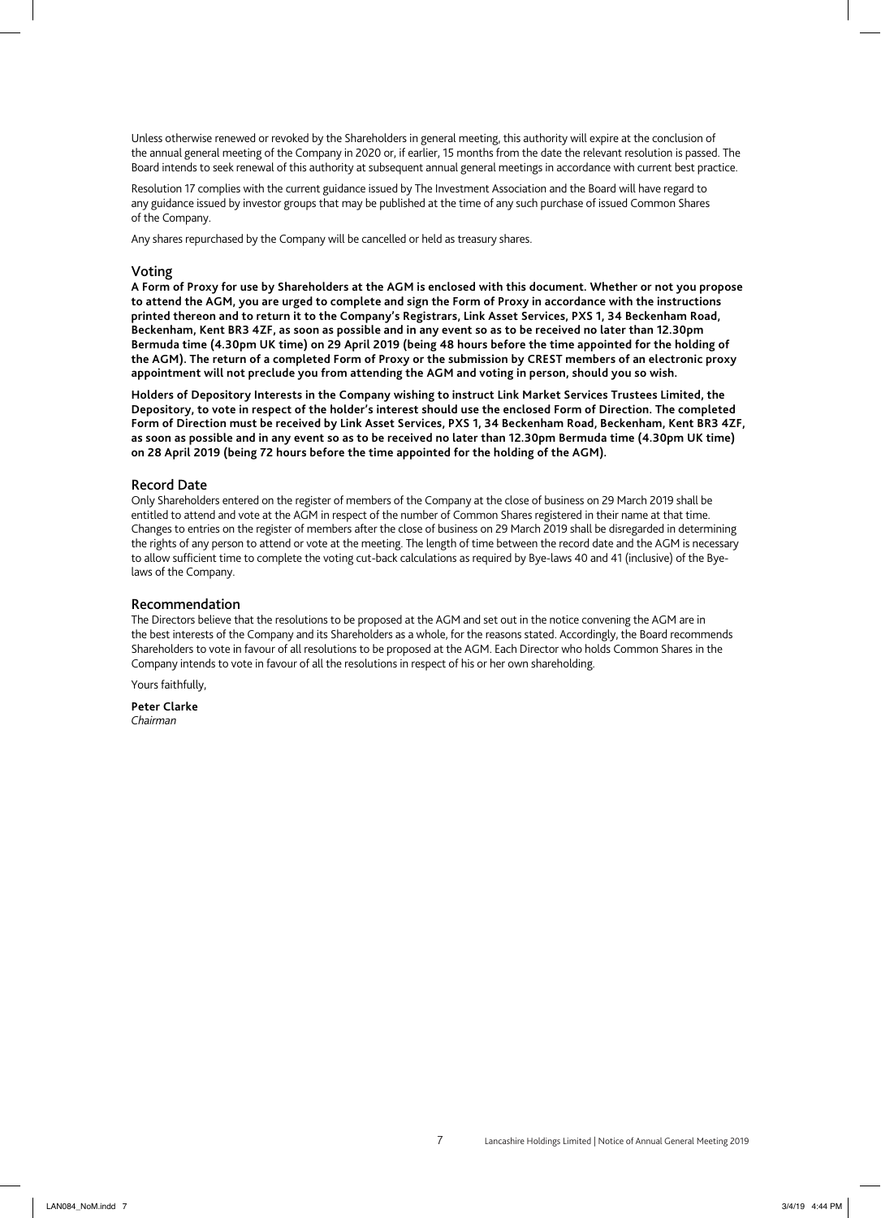Unless otherwise renewed or revoked by the Shareholders in general meeting, this authority will expire at the conclusion of the annual general meeting of the Company in 2020 or, if earlier, 15 months from the date the relevant resolution is passed. The Board intends to seek renewal of this authority at subsequent annual general meetings in accordance with current best practice.

Resolution 17 complies with the current guidance issued by The Investment Association and the Board will have regard to any guidance issued by investor groups that may be published at the time of any such purchase of issued Common Shares of the Company.

Any shares repurchased by the Company will be cancelled or held as treasury shares.

## Voting

**A Form of Proxy for use by Shareholders at the AGM is enclosed with this document. Whether or not you propose to attend the AGM, you are urged to complete and sign the Form of Proxy in accordance with the instructions printed thereon and to return it to the Company's Registrars, Link Asset Services, PXS 1, 34 Beckenham Road, Beckenham, Kent BR3 4ZF, as soon as possible and in any event so as to be received no later than 12.30pm Bermuda time (4.30pm UK time) on 29 April 2019 (being 48 hours before the time appointed for the holding of the AGM). The return of a completed Form of Proxy or the submission by CREST members of an electronic proxy appointment will not preclude you from attending the AGM and voting in person, should you so wish.**

**Holders of Depository Interests in the Company wishing to instruct Link Market Services Trustees Limited, the Depository, to vote in respect of the holder's interest should use the enclosed Form of Direction. The completed Form of Direction must be received by Link Asset Services, PXS 1, 34 Beckenham Road, Beckenham, Kent BR3 4ZF, as soon as possible and in any event so as to be received no later than 12.30pm Bermuda time (4.30pm UK time) on 28 April 2019 (being 72 hours before the time appointed for the holding of the AGM).**

## Record Date

Only Shareholders entered on the register of members of the Company at the close of business on 29 March 2019 shall be entitled to attend and vote at the AGM in respect of the number of Common Shares registered in their name at that time. Changes to entries on the register of members after the close of business on 29 March 2019 shall be disregarded in determining the rights of any person to attend or vote at the meeting. The length of time between the record date and the AGM is necessary to allow sufficient time to complete the voting cut-back calculations as required by Bye-laws 40 and 41 (inclusive) of the Bye-laws of the Company.

## Recommendation

The Directors believe that the resolutions to be proposed at the AGM and set out in the notice convening the AGM are in the best interests of the Company and its Shareholders as a whole, for the reasons stated. Accordingly, the Board recommends Shareholders to vote in favour of all resolutions to be proposed at the AGM. Each Director who holds Common Shares in the Company intends to vote in favour of all the resolutions in respect of his or her own shareholding.

Yours faithfully,

**Peter Clarke**
*Chairman*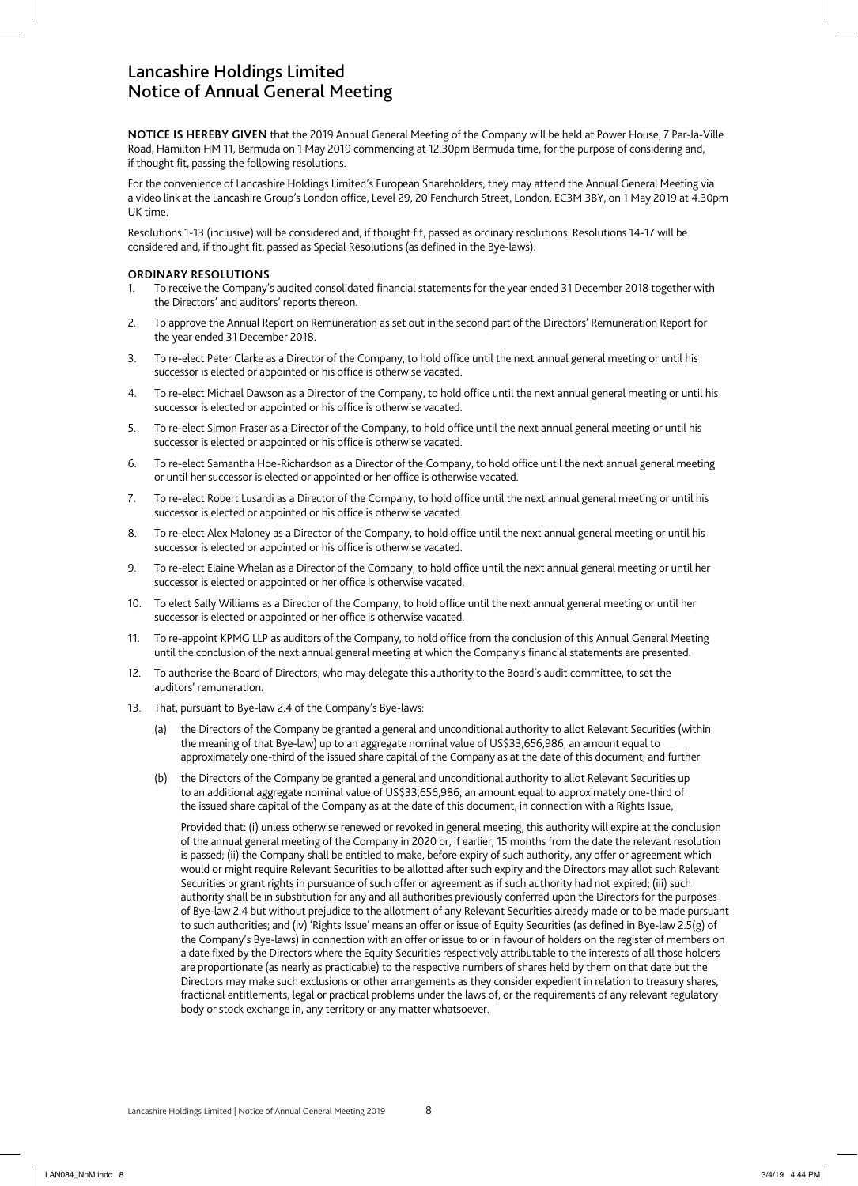# Lancashire Holdings Limited
# Notice of Annual General Meeting

**NOTICE IS HEREBY GIVEN** that the 2019 Annual General Meeting of the Company will be held at Power House, 7 Par-la-Ville Road, Hamilton HM 11, Bermuda on 1 May 2019 commencing at 12.30pm Bermuda time, for the purpose of considering and, if thought fit, passing the following resolutions.

For the convenience of Lancashire Holdings Limited's European Shareholders, they may attend the Annual General Meeting via a video link at the Lancashire Group's London office, Level 29, 20 Fenchurch Street, London, EC3M 3BY, on 1 May 2019 at 4.30pm UK time.

Resolutions 1-13 (inclusive) will be considered and, if thought fit, passed as ordinary resolutions. Resolutions 14-17 will be considered and, if thought fit, passed as Special Resolutions (as defined in the Bye-laws).

## ORDINARY RESOLUTIONS

1. To receive the Company's audited consolidated financial statements for the year ended 31 December 2018 together with the Directors' and auditors' reports thereon.
2. To approve the Annual Report on Remuneration as set out in the second part of the Directors' Remuneration Report for the year ended 31 December 2018.
3. To re-elect Peter Clarke as a Director of the Company, to hold office until the next annual general meeting or until his successor is elected or appointed or his office is otherwise vacated.
4. To re-elect Michael Dawson as a Director of the Company, to hold office until the next annual general meeting or until his successor is elected or appointed or his office is otherwise vacated.
5. To re-elect Simon Fraser as a Director of the Company, to hold office until the next annual general meeting or until his successor is elected or appointed or his office is otherwise vacated.
6. To re-elect Samantha Hoe-Richardson as a Director of the Company, to hold office until the next annual general meeting or until her successor is elected or appointed or her office is otherwise vacated.
7. To re-elect Robert Lusardi as a Director of the Company, to hold office until the next annual general meeting or until his successor is elected or appointed or his office is otherwise vacated.
8. To re-elect Alex Maloney as a Director of the Company, to hold office until the next annual general meeting or until his successor is elected or appointed or his office is otherwise vacated.
9. To re-elect Elaine Whelan as a Director of the Company, to hold office until the next annual general meeting or until her successor is elected or appointed or her office is otherwise vacated.
10. To elect Sally Williams as a Director of the Company, to hold office until the next annual general meeting or until her successor is elected or appointed or her office is otherwise vacated.
11. To re-appoint KPMG LLP as auditors of the Company, to hold office from the conclusion of this Annual General Meeting until the conclusion of the next annual general meeting at which the Company's financial statements are presented.
12. To authorise the Board of Directors, who may delegate this authority to the Board's audit committee, to set the auditors' remuneration.
13. That, pursuant to Bye-law 2.4 of the Company's Bye-laws:

    (a) the Directors of the Company be granted a general and unconditional authority to allot Relevant Securities (within the meaning of that Bye-law) up to an aggregate nominal value of US$33,656,986, an amount equal to approximately one-third of the issued share capital of the Company as at the date of this document; and further

    (b) the Directors of the Company be granted a general and unconditional authority to allot Relevant Securities up to an additional aggregate nominal value of US$33,656,986, an amount equal to approximately one-third of the issued share capital of the Company as at the date of this document, in connection with a Rights Issue,

    Provided that: (i) unless otherwise renewed or revoked in general meeting, this authority will expire at the conclusion of the annual general meeting of the Company in 2020 or, if earlier, 15 months from the date the relevant resolution is passed; (ii) the Company shall be entitled to make, before expiry of such authority, any offer or agreement which would or might require Relevant Securities to be allotted after such expiry and the Directors may allot such Relevant Securities or grant rights in pursuance of such offer or agreement as if such authority had not expired; (iii) such authority shall be in substitution for any and all authorities previously conferred upon the Directors for the purposes of Bye-law 2.4 but without prejudice to the allotment of any Relevant Securities already made or to be made pursuant to such authorities; and (iv) 'Rights Issue' means an offer or issue of Equity Securities (as defined in Bye-law 2.5(g) of the Company's Bye-laws) in connection with an offer or issue to or in favour of holders on the register of members on a date fixed by the Directors where the Equity Securities respectively attributable to the interests of all those holders are proportionate (as nearly as practicable) to the respective numbers of shares held by them on that date but the Directors may make such exclusions or other arrangements as they consider expedient in relation to treasury shares, fractional entitlements, legal or practical problems under the laws of, or the requirements of any relevant regulatory body or stock exchange in, any territory or any matter whatsoever.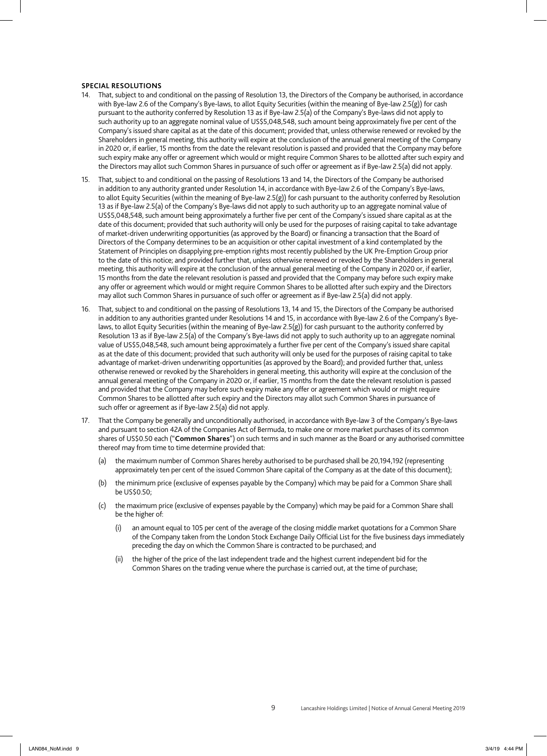## SPECIAL RESOLUTIONS

14. That, subject to and conditional on the passing of Resolution 13, the Directors of the Company be authorised, in accordance with Bye-law 2.6 of the Company's Bye-laws, to allot Equity Securities (within the meaning of Bye-law 2.5(g)) for cash pursuant to the authority conferred by Resolution 13 as if Bye-law 2.5(a) of the Company's Bye-laws did not apply to such authority up to an aggregate nominal value of US$5,048,548, such amount being approximately five per cent of the Company's issued share capital as at the date of this document; provided that, unless otherwise renewed or revoked by the Shareholders in general meeting, this authority will expire at the conclusion of the annual general meeting of the Company in 2020 or, if earlier, 15 months from the date the relevant resolution is passed and provided that the Company may before such expiry make any offer or agreement which would or might require Common Shares to be allotted after such expiry and the Directors may allot such Common Shares in pursuance of such offer or agreement as if Bye-law 2.5(a) did not apply.

15. That, subject to and conditional on the passing of Resolutions 13 and 14, the Directors of the Company be authorised in addition to any authority granted under Resolution 14, in accordance with Bye-law 2.6 of the Company's Bye-laws, to allot Equity Securities (within the meaning of Bye-law 2.5(g)) for cash pursuant to the authority conferred by Resolution 13 as if Bye-law 2.5(a) of the Company's Bye-laws did not apply to such authority up to an aggregate nominal value of US$5,048,548, such amount being approximately a further five per cent of the Company's issued share capital as at the date of this document; provided that such authority will only be used for the purposes of raising capital to take advantage of market-driven underwriting opportunities (as approved by the Board) or financing a transaction that the Board of Directors of the Company determines to be an acquisition or other capital investment of a kind contemplated by the Statement of Principles on disapplying pre-emption rights most recently published by the UK Pre-Emption Group prior to the date of this notice; and provided further that, unless otherwise renewed or revoked by the Shareholders in general meeting, this authority will expire at the conclusion of the annual general meeting of the Company in 2020 or, if earlier, 15 months from the date the relevant resolution is passed and provided that the Company may before such expiry make any offer or agreement which would or might require Common Shares to be allotted after such expiry and the Directors may allot such Common Shares in pursuance of such offer or agreement as if Bye-law 2.5(a) did not apply.

16. That, subject to and conditional on the passing of Resolutions 13, 14 and 15, the Directors of the Company be authorised in addition to any authorities granted under Resolutions 14 and 15, in accordance with Bye-law 2.6 of the Company's Bye-laws, to allot Equity Securities (within the meaning of Bye-law 2.5(g)) for cash pursuant to the authority conferred by Resolution 13 as if Bye-law 2.5(a) of the Company's Bye-laws did not apply to such authority up to an aggregate nominal value of US$5,048,548, such amount being approximately a further five per cent of the Company's issued share capital as at the date of this document; provided that such authority will only be used for the purposes of raising capital to take advantage of market-driven underwriting opportunities (as approved by the Board); and provided further that, unless otherwise renewed or revoked by the Shareholders in general meeting, this authority will expire at the conclusion of the annual general meeting of the Company in 2020 or, if earlier, 15 months from the date the relevant resolution is passed and provided that the Company may before such expiry make any offer or agreement which would or might require Common Shares to be allotted after such expiry and the Directors may allot such Common Shares in pursuance of such offer or agreement as if Bye-law 2.5(a) did not apply.

17. That the Company be generally and unconditionally authorised, in accordance with Bye-law 3 of the Company's Bye-laws and pursuant to section 42A of the Companies Act of Bermuda, to make one or more market purchases of its common shares of US$0.50 each ("**Common Shares**") on such terms and in such manner as the Board or any authorised committee thereof may from time to time determine provided that:

    (a) the maximum number of Common Shares hereby authorised to be purchased shall be 20,194,192 (representing approximately ten per cent of the issued Common Share capital of the Company as at the date of this document);

    (b) the minimum price (exclusive of expenses payable by the Company) which may be paid for a Common Share shall be US$0.50;

    (c) the maximum price (exclusive of expenses payable by the Company) which may be paid for a Common Share shall be the higher of:

        (i) an amount equal to 105 per cent of the average of the closing middle market quotations for a Common Share of the Company taken from the London Stock Exchange Daily Official List for the five business days immediately preceding the day on which the Common Share is contracted to be purchased; and

        (ii) the higher of the price of the last independent trade and the highest current independent bid for the Common Shares on the trading venue where the purchase is carried out, at the time of purchase;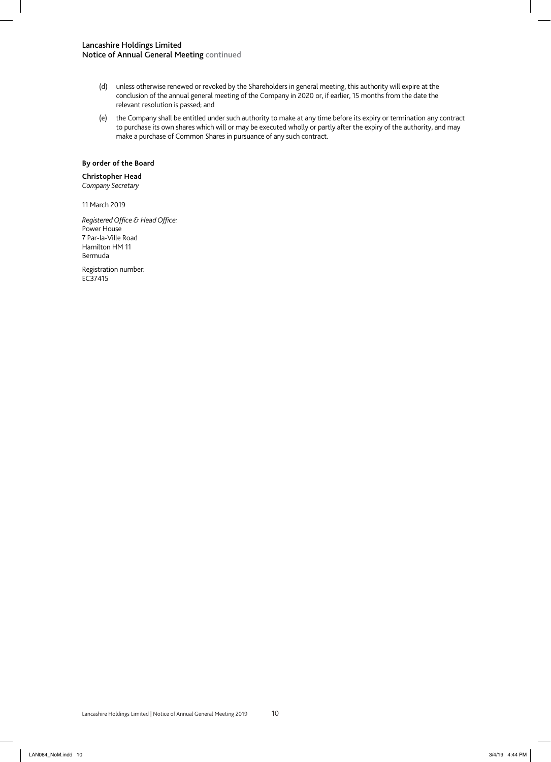(d) unless otherwise renewed or revoked by the Shareholders in general meeting, this authority will expire at the conclusion of the annual general meeting of the Company in 2020 or, if earlier, 15 months from the date the relevant resolution is passed; and

(e) the Company shall be entitled under such authority to make at any time before its expiry or termination any contract to purchase its own shares which will or may be executed wholly or partly after the expiry of the authority, and may make a purchase of Common Shares in pursuance of any such contract.

**By order of the Board**

**Christopher Head**
*Company Secretary*

11 March 2019

*Registered Office & Head Office:*
Power House
7 Par-la-Ville Road
Hamilton HM 11
Bermuda

Registration number:
EC37415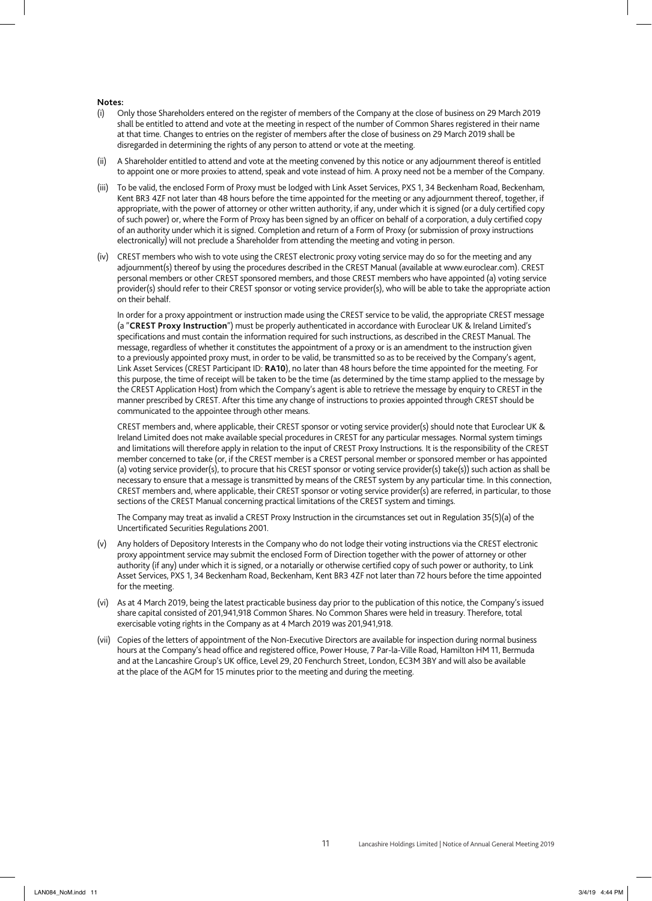**Notes:**

(i) Only those Shareholders entered on the register of members of the Company at the close of business on 29 March 2019 shall be entitled to attend and vote at the meeting in respect of the number of Common Shares registered in their name at that time. Changes to entries on the register of members after the close of business on 29 March 2019 shall be disregarded in determining the rights of any person to attend or vote at the meeting.

(ii) A Shareholder entitled to attend and vote at the meeting convened by this notice or any adjournment thereof is entitled to appoint one or more proxies to attend, speak and vote instead of him. A proxy need not be a member of the Company.

(iii) To be valid, the enclosed Form of Proxy must be lodged with Link Asset Services, PXS 1, 34 Beckenham Road, Beckenham, Kent BR3 4ZF not later than 48 hours before the time appointed for the meeting or any adjournment thereof, together, if appropriate, with the power of attorney or other written authority, if any, under which it is signed (or a duly certified copy of such power) or, where the Form of Proxy has been signed by an officer on behalf of a corporation, a duly certified copy of an authority under which it is signed. Completion and return of a Form of Proxy (or submission of proxy instructions electronically) will not preclude a Shareholder from attending the meeting and voting in person.

(iv) CREST members who wish to vote using the CREST electronic proxy voting service may do so for the meeting and any adjournment(s) thereof by using the procedures described in the CREST Manual (available at www.euroclear.com). CREST personal members or other CREST sponsored members, and those CREST members who have appointed (a) voting service provider(s) should refer to their CREST sponsor or voting service provider(s), who will be able to take the appropriate action on their behalf.

In order for a proxy appointment or instruction made using the CREST service to be valid, the appropriate CREST message (a "**CREST Proxy Instruction**") must be properly authenticated in accordance with Euroclear UK & Ireland Limited's specifications and must contain the information required for such instructions, as described in the CREST Manual. The message, regardless of whether it constitutes the appointment of a proxy or is an amendment to the instruction given to a previously appointed proxy must, in order to be valid, be transmitted so as to be received by the Company's agent, Link Asset Services (CREST Participant ID: **RA10**), no later than 48 hours before the time appointed for the meeting. For this purpose, the time of receipt will be taken to be the time (as determined by the time stamp applied to the message by the CREST Application Host) from which the Company's agent is able to retrieve the message by enquiry to CREST in the manner prescribed by CREST. After this time any change of instructions to proxies appointed through CREST should be communicated to the appointee through other means.

CREST members and, where applicable, their CREST sponsor or voting service provider(s) should note that Euroclear UK & Ireland Limited does not make available special procedures in CREST for any particular messages. Normal system timings and limitations will therefore apply in relation to the input of CREST Proxy Instructions. It is the responsibility of the CREST member concerned to take (or, if the CREST member is a CREST personal member or sponsored member or has appointed (a) voting service provider(s), to procure that his CREST sponsor or voting service provider(s) take(s)) such action as shall be necessary to ensure that a message is transmitted by means of the CREST system by any particular time. In this connection, CREST members and, where applicable, their CREST sponsor or voting service provider(s) are referred, in particular, to those sections of the CREST Manual concerning practical limitations of the CREST system and timings.

The Company may treat as invalid a CREST Proxy Instruction in the circumstances set out in Regulation 35(5)(a) of the Uncertificated Securities Regulations 2001.

(v) Any holders of Depository Interests in the Company who do not lodge their voting instructions via the CREST electronic proxy appointment service may submit the enclosed Form of Direction together with the power of attorney or other authority (if any) under which it is signed, or a notarially or otherwise certified copy of such power or authority, to Link Asset Services, PXS 1, 34 Beckenham Road, Beckenham, Kent BR3 4ZF not later than 72 hours before the time appointed for the meeting.

(vi) As at 4 March 2019, being the latest practicable business day prior to the publication of this notice, the Company's issued share capital consisted of 201,941,918 Common Shares. No Common Shares were held in treasury. Therefore, total exercisable voting rights in the Company as at 4 March 2019 was 201,941,918.

(vii) Copies of the letters of appointment of the Non-Executive Directors are available for inspection during normal business hours at the Company's head office and registered office, Power House, 7 Par-la-Ville Road, Hamilton HM 11, Bermuda and at the Lancashire Group's UK office, Level 29, 20 Fenchurch Street, London, EC3M 3BY and will also be available at the place of the AGM for 15 minutes prior to the meeting and during the meeting.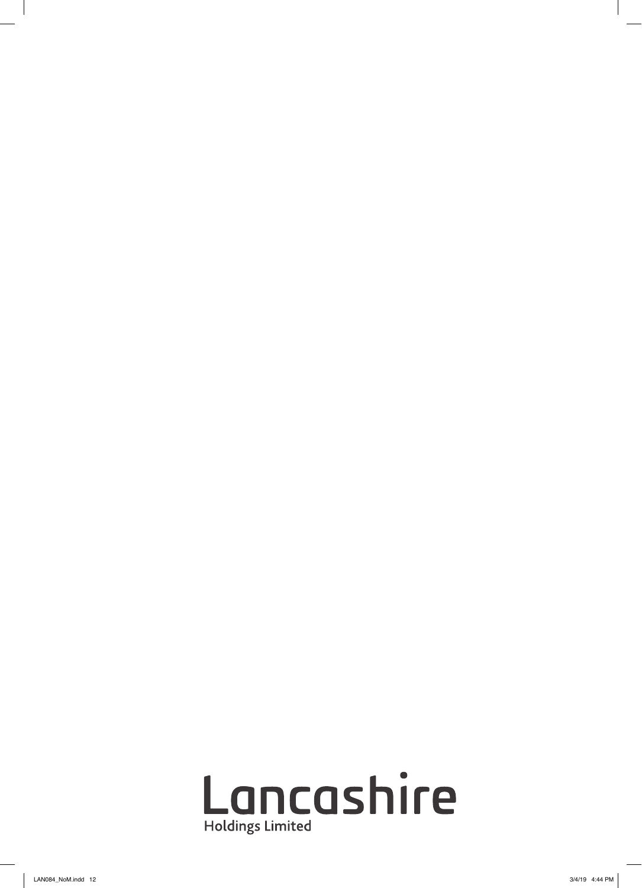Lancashire

Holdings Limited